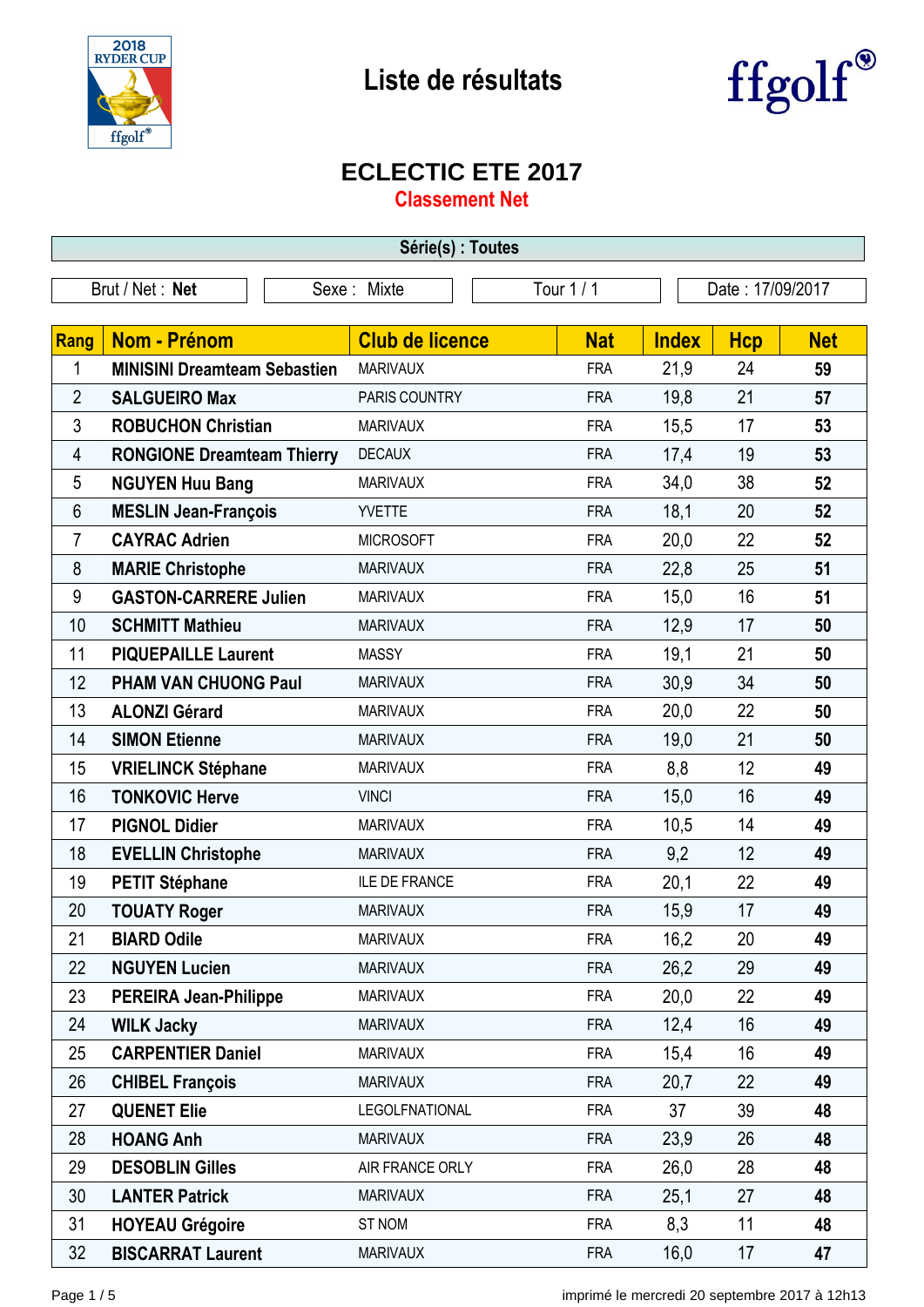# Liste de résultats

## ECLECTIC ETE 2017

### Classement Net

**Série(s) : Toutes**

| Brut / Net : **Net** | Sexe : Mixte | Tour 1 / 1 | Date : 17/09/2017 |
|---|---|---|---|

| Rang | Nom - Prénom | Club de licence | Nat | Index | Hcp | Net |
|---|---|---|---|---|---|---|
| 1 | **MINISINI Dreamteam Sebastien** | MARIVAUX | FRA | 21,9 | 24 | **59** |
| 2 | **SALGUEIRO Max** | PARIS COUNTRY | FRA | 19,8 | 21 | **57** |
| 3 | **ROBUCHON Christian** | MARIVAUX | FRA | 15,5 | 17 | **53** |
| 4 | **RONGIONE Dreamteam Thierry** | DECAUX | FRA | 17,4 | 19 | **53** |
| 5 | **NGUYEN Huu Bang** | MARIVAUX | FRA | 34,0 | 38 | **52** |
| 6 | **MESLIN Jean-François** | YVETTE | FRA | 18,1 | 20 | **52** |
| 7 | **CAYRAC Adrien** | MICROSOFT | FRA | 20,0 | 22 | **52** |
| 8 | **MARIE Christophe** | MARIVAUX | FRA | 22,8 | 25 | **51** |
| 9 | **GASTON-CARRERE Julien** | MARIVAUX | FRA | 15,0 | 16 | **51** |
| 10 | **SCHMITT Mathieu** | MARIVAUX | FRA | 12,9 | 17 | **50** |
| 11 | **PIQUEPAILLE Laurent** | MASSY | FRA | 19,1 | 21 | **50** |
| 12 | **PHAM VAN CHUONG Paul** | MARIVAUX | FRA | 30,9 | 34 | **50** |
| 13 | **ALONZI Gérard** | MARIVAUX | FRA | 20,0 | 22 | **50** |
| 14 | **SIMON Etienne** | MARIVAUX | FRA | 19,0 | 21 | **50** |
| 15 | **VRIELINCK Stéphane** | MARIVAUX | FRA | 8,8 | 12 | **49** |
| 16 | **TONKOVIC Herve** | VINCI | FRA | 15,0 | 16 | **49** |
| 17 | **PIGNOL Didier** | MARIVAUX | FRA | 10,5 | 14 | **49** |
| 18 | **EVELLIN Christophe** | MARIVAUX | FRA | 9,2 | 12 | **49** |
| 19 | **PETIT Stéphane** | ILE DE FRANCE | FRA | 20,1 | 22 | **49** |
| 20 | **TOUATY Roger** | MARIVAUX | FRA | 15,9 | 17 | **49** |
| 21 | **BIARD Odile** | MARIVAUX | FRA | 16,2 | 20 | **49** |
| 22 | **NGUYEN Lucien** | MARIVAUX | FRA | 26,2 | 29 | **49** |
| 23 | **PEREIRA Jean-Philippe** | MARIVAUX | FRA | 20,0 | 22 | **49** |
| 24 | **WILK Jacky** | MARIVAUX | FRA | 12,4 | 16 | **49** |
| 25 | **CARPENTIER Daniel** | MARIVAUX | FRA | 15,4 | 16 | **49** |
| 26 | **CHIBEL François** | MARIVAUX | FRA | 20,7 | 22 | **49** |
| 27 | **QUENET Elie** | LEGOLFNATIONAL | FRA | 37 | 39 | **48** |
| 28 | **HOANG Anh** | MARIVAUX | FRA | 23,9 | 26 | **48** |
| 29 | **DESOBLIN Gilles** | AIR FRANCE ORLY | FRA | 26,0 | 28 | **48** |
| 30 | **LANTER Patrick** | MARIVAUX | FRA | 25,1 | 27 | **48** |
| 31 | **HOYEAU Grégoire** | ST NOM | FRA | 8,3 | 11 | **48** |
| 32 | **BISCARRAT Laurent** | MARIVAUX | FRA | 16,0 | 17 | **47** |

imprimé le mercredi 20 septembre 2017 à 12h13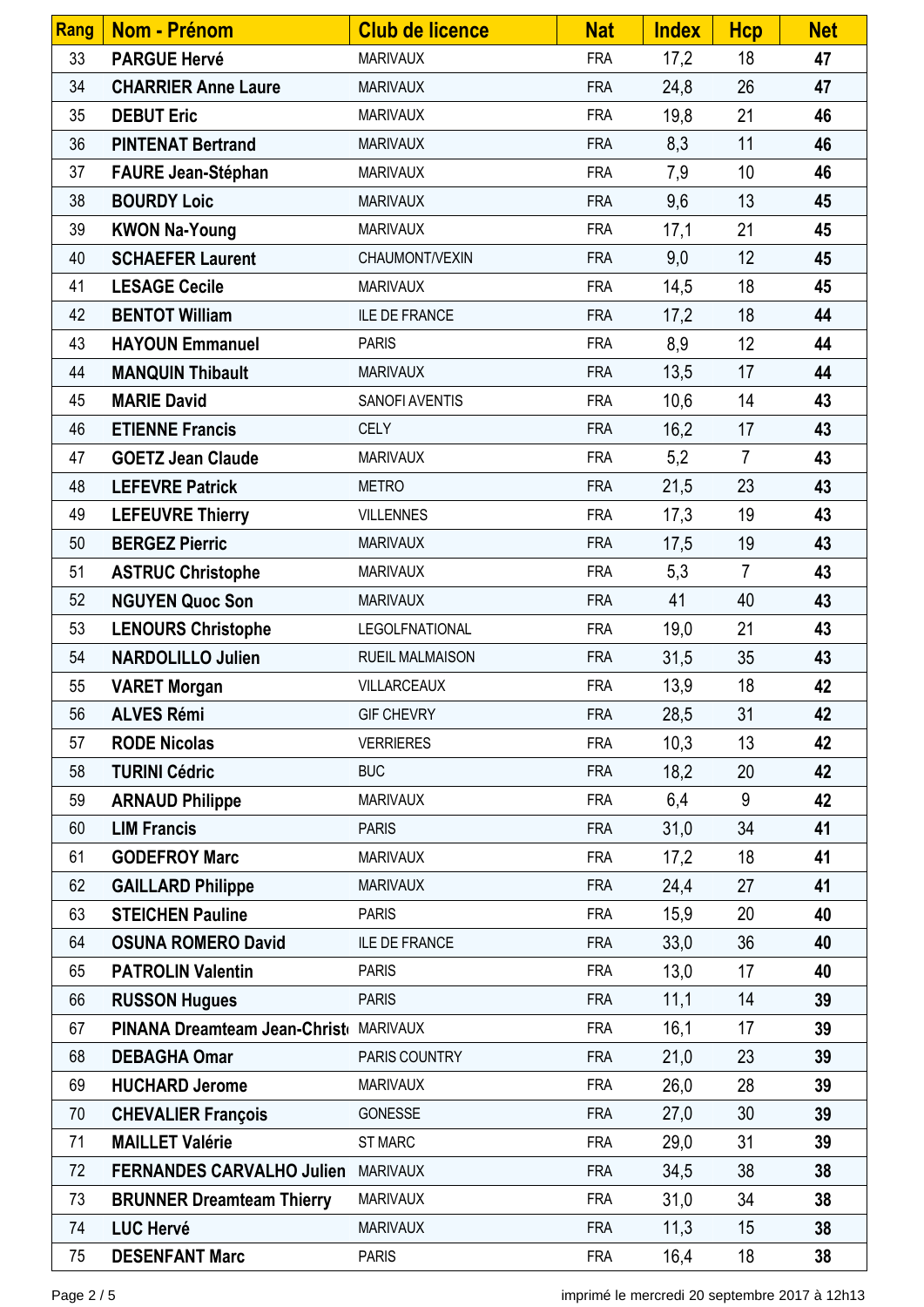| Rang | Nom - Prénom | Club de licence | Nat | Index | Hcp | Net |
|---|---|---|---|---|---|---|
| 33 | **PARGUE Hervé** | MARIVAUX | FRA | 17,2 | 18 | **47** |
| 34 | **CHARRIER Anne Laure** | MARIVAUX | FRA | 24,8 | 26 | **47** |
| 35 | **DEBUT Eric** | MARIVAUX | FRA | 19,8 | 21 | **46** |
| 36 | **PINTENAT Bertrand** | MARIVAUX | FRA | 8,3 | 11 | **46** |
| 37 | **FAURE Jean-Stéphan** | MARIVAUX | FRA | 7,9 | 10 | **46** |
| 38 | **BOURDY Loic** | MARIVAUX | FRA | 9,6 | 13 | **45** |
| 39 | **KWON Na-Young** | MARIVAUX | FRA | 17,1 | 21 | **45** |
| 40 | **SCHAEFER Laurent** | CHAUMONT/VEXIN | FRA | 9,0 | 12 | **45** |
| 41 | **LESAGE Cecile** | MARIVAUX | FRA | 14,5 | 18 | **45** |
| 42 | **BENTOT William** | ILE DE FRANCE | FRA | 17,2 | 18 | **44** |
| 43 | **HAYOUN Emmanuel** | PARIS | FRA | 8,9 | 12 | **44** |
| 44 | **MANQUIN Thibault** | MARIVAUX | FRA | 13,5 | 17 | **44** |
| 45 | **MARIE David** | SANOFI AVENTIS | FRA | 10,6 | 14 | **43** |
| 46 | **ETIENNE Francis** | CELY | FRA | 16,2 | 17 | **43** |
| 47 | **GOETZ Jean Claude** | MARIVAUX | FRA | 5,2 | 7 | **43** |
| 48 | **LEFEVRE Patrick** | METRO | FRA | 21,5 | 23 | **43** |
| 49 | **LEFEUVRE Thierry** | VILLENNES | FRA | 17,3 | 19 | **43** |
| 50 | **BERGEZ Pierric** | MARIVAUX | FRA | 17,5 | 19 | **43** |
| 51 | **ASTRUC Christophe** | MARIVAUX | FRA | 5,3 | 7 | **43** |
| 52 | **NGUYEN Quoc Son** | MARIVAUX | FRA | 41 | 40 | **43** |
| 53 | **LENOURS Christophe** | LEGOLFNATIONAL | FRA | 19,0 | 21 | **43** |
| 54 | **NARDOLILLO Julien** | RUEIL MALMAISON | FRA | 31,5 | 35 | **43** |
| 55 | **VARET Morgan** | VILLARCEAUX | FRA | 13,9 | 18 | **42** |
| 56 | **ALVES Rémi** | GIF CHEVRY | FRA | 28,5 | 31 | **42** |
| 57 | **RODE Nicolas** | VERRIERES | FRA | 10,3 | 13 | **42** |
| 58 | **TURINI Cédric** | BUC | FRA | 18,2 | 20 | **42** |
| 59 | **ARNAUD Philippe** | MARIVAUX | FRA | 6,4 | 9 | **42** |
| 60 | **LIM Francis** | PARIS | FRA | 31,0 | 34 | **41** |
| 61 | **GODEFROY Marc** | MARIVAUX | FRA | 17,2 | 18 | **41** |
| 62 | **GAILLARD Philippe** | MARIVAUX | FRA | 24,4 | 27 | **41** |
| 63 | **STEICHEN Pauline** | PARIS | FRA | 15,9 | 20 | **40** |
| 64 | **OSUNA ROMERO David** | ILE DE FRANCE | FRA | 33,0 | 36 | **40** |
| 65 | **PATROLIN Valentin** | PARIS | FRA | 13,0 | 17 | **40** |
| 66 | **RUSSON Hugues** | PARIS | FRA | 11,1 | 14 | **39** |
| 67 | **PINANA Dreamteam Jean-Christ** | MARIVAUX | FRA | 16,1 | 17 | **39** |
| 68 | **DEBAGHA Omar** | PARIS COUNTRY | FRA | 21,0 | 23 | **39** |
| 69 | **HUCHARD Jerome** | MARIVAUX | FRA | 26,0 | 28 | **39** |
| 70 | **CHEVALIER François** | GONESSE | FRA | 27,0 | 30 | **39** |
| 71 | **MAILLET Valérie** | ST MARC | FRA | 29,0 | 31 | **39** |
| 72 | **FERNANDES CARVALHO Julien** | MARIVAUX | FRA | 34,5 | 38 | **38** |
| 73 | **BRUNNER Dreamteam Thierry** | MARIVAUX | FRA | 31,0 | 34 | **38** |
| 74 | **LUC Hervé** | MARIVAUX | FRA | 11,3 | 15 | **38** |
| 75 | **DESENFANT Marc** | PARIS | FRA | 16,4 | 18 | **38** |

imprimé le mercredi 20 septembre 2017 à 12h13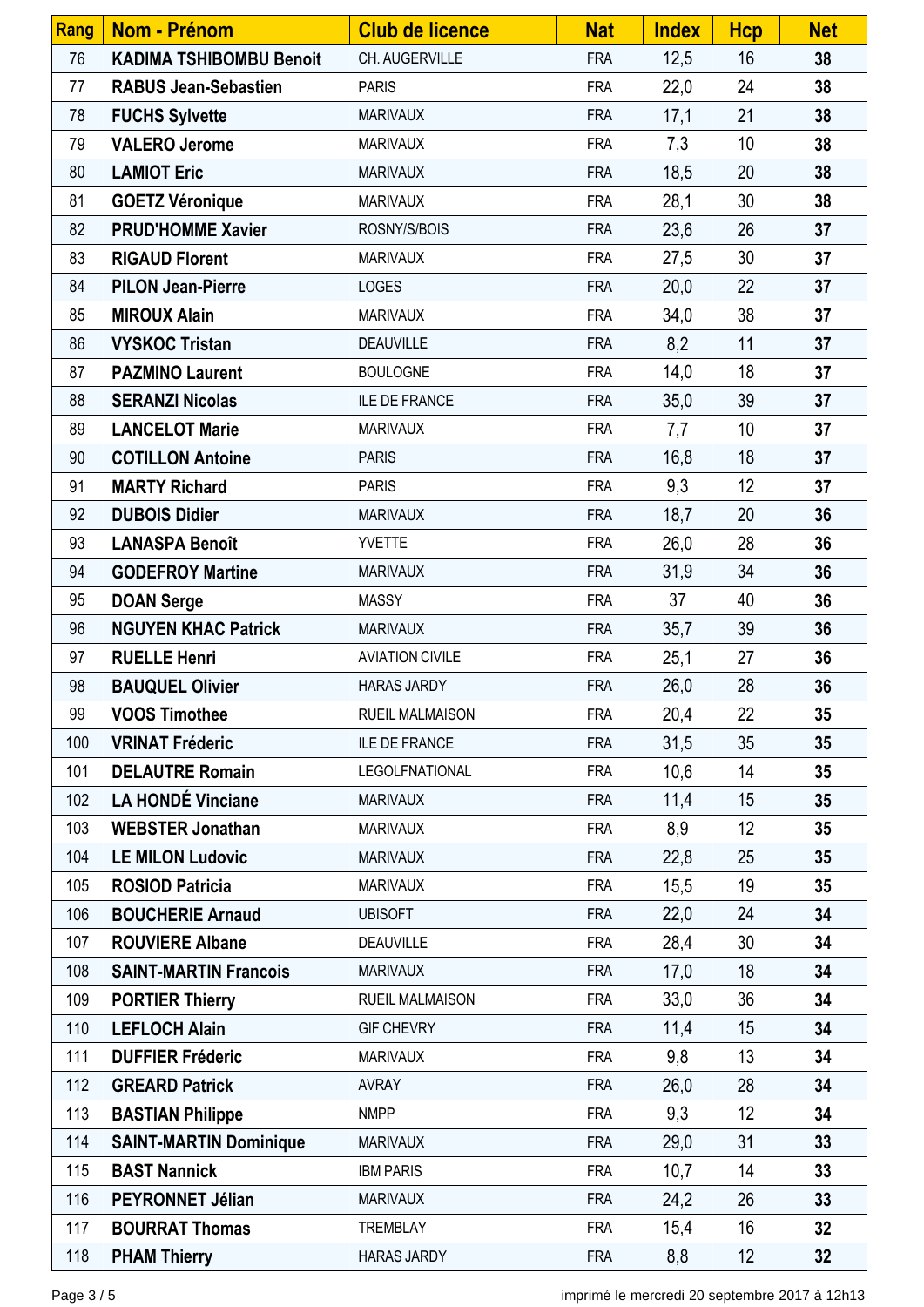| Rang | Nom - Prénom | Club de licence | Nat | Index | Hcp | Net |
|---|---|---|---|---|---|---|
| 76 | **KADIMA TSHIBOMBU Benoit** | CH. AUGERVILLE | FRA | 12,5 | 16 | **38** |
| 77 | **RABUS Jean-Sebastien** | PARIS | FRA | 22,0 | 24 | **38** |
| 78 | **FUCHS Sylvette** | MARIVAUX | FRA | 17,1 | 21 | **38** |
| 79 | **VALERO Jerome** | MARIVAUX | FRA | 7,3 | 10 | **38** |
| 80 | **LAMIOT Eric** | MARIVAUX | FRA | 18,5 | 20 | **38** |
| 81 | **GOETZ Véronique** | MARIVAUX | FRA | 28,1 | 30 | **38** |
| 82 | **PRUD'HOMME Xavier** | ROSNY/S/BOIS | FRA | 23,6 | 26 | **37** |
| 83 | **RIGAUD Florent** | MARIVAUX | FRA | 27,5 | 30 | **37** |
| 84 | **PILON Jean-Pierre** | LOGES | FRA | 20,0 | 22 | **37** |
| 85 | **MIROUX Alain** | MARIVAUX | FRA | 34,0 | 38 | **37** |
| 86 | **VYSKOC Tristan** | DEAUVILLE | FRA | 8,2 | 11 | **37** |
| 87 | **PAZMINO Laurent** | BOULOGNE | FRA | 14,0 | 18 | **37** |
| 88 | **SERANZI Nicolas** | ILE DE FRANCE | FRA | 35,0 | 39 | **37** |
| 89 | **LANCELOT Marie** | MARIVAUX | FRA | 7,7 | 10 | **37** |
| 90 | **COTILLON Antoine** | PARIS | FRA | 16,8 | 18 | **37** |
| 91 | **MARTY Richard** | PARIS | FRA | 9,3 | 12 | **37** |
| 92 | **DUBOIS Didier** | MARIVAUX | FRA | 18,7 | 20 | **36** |
| 93 | **LANASPA Benoît** | YVETTE | FRA | 26,0 | 28 | **36** |
| 94 | **GODEFROY Martine** | MARIVAUX | FRA | 31,9 | 34 | **36** |
| 95 | **DOAN Serge** | MASSY | FRA | 37 | 40 | **36** |
| 96 | **NGUYEN KHAC Patrick** | MARIVAUX | FRA | 35,7 | 39 | **36** |
| 97 | **RUELLE Henri** | AVIATION CIVILE | FRA | 25,1 | 27 | **36** |
| 98 | **BAUQUEL Olivier** | HARAS JARDY | FRA | 26,0 | 28 | **36** |
| 99 | **VOOS Timothee** | RUEIL MALMAISON | FRA | 20,4 | 22 | **35** |
| 100 | **VRINAT Fréderic** | ILE DE FRANCE | FRA | 31,5 | 35 | **35** |
| 101 | **DELAUTRE Romain** | LEGOLFNATIONAL | FRA | 10,6 | 14 | **35** |
| 102 | **LA HONDÉ Vinciane** | MARIVAUX | FRA | 11,4 | 15 | **35** |
| 103 | **WEBSTER Jonathan** | MARIVAUX | FRA | 8,9 | 12 | **35** |
| 104 | **LE MILON Ludovic** | MARIVAUX | FRA | 22,8 | 25 | **35** |
| 105 | **ROSIOD Patricia** | MARIVAUX | FRA | 15,5 | 19 | **35** |
| 106 | **BOUCHERIE Arnaud** | UBISOFT | FRA | 22,0 | 24 | **34** |
| 107 | **ROUVIERE Albane** | DEAUVILLE | FRA | 28,4 | 30 | **34** |
| 108 | **SAINT-MARTIN Francois** | MARIVAUX | FRA | 17,0 | 18 | **34** |
| 109 | **PORTIER Thierry** | RUEIL MALMAISON | FRA | 33,0 | 36 | **34** |
| 110 | **LEFLOCH Alain** | GIF CHEVRY | FRA | 11,4 | 15 | **34** |
| 111 | **DUFFIER Fréderic** | MARIVAUX | FRA | 9,8 | 13 | **34** |
| 112 | **GREARD Patrick** | AVRAY | FRA | 26,0 | 28 | **34** |
| 113 | **BASTIAN Philippe** | NMPP | FRA | 9,3 | 12 | **34** |
| 114 | **SAINT-MARTIN Dominique** | MARIVAUX | FRA | 29,0 | 31 | **33** |
| 115 | **BAST Nannick** | IBM PARIS | FRA | 10,7 | 14 | **33** |
| 116 | **PEYRONNET Jélian** | MARIVAUX | FRA | 24,2 | 26 | **33** |
| 117 | **BOURRAT Thomas** | TREMBLAY | FRA | 15,4 | 16 | **32** |
| 118 | **PHAM Thierry** | HARAS JARDY | FRA | 8,8 | 12 | **32** |

imprimé le mercredi 20 septembre 2017 à 12h13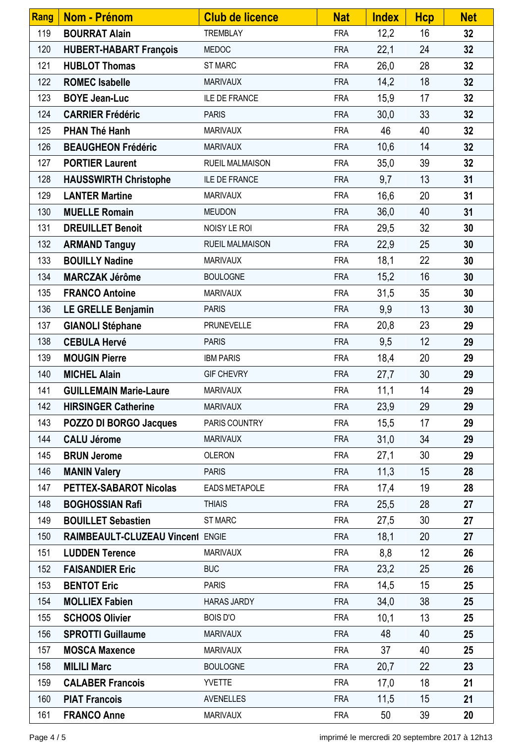| Rang | Nom - Prénom | Club de licence | Nat | Index | Hcp | Net |
|---|---|---|---|---|---|---|
| 119 | **BOURRAT Alain** | TREMBLAY | FRA | 12,2 | 16 | **32** |
| 120 | **HUBERT-HABART François** | MEDOC | FRA | 22,1 | 24 | **32** |
| 121 | **HUBLOT Thomas** | ST MARC | FRA | 26,0 | 28 | **32** |
| 122 | **ROMEC Isabelle** | MARIVAUX | FRA | 14,2 | 18 | **32** |
| 123 | **BOYE Jean-Luc** | ILE DE FRANCE | FRA | 15,9 | 17 | **32** |
| 124 | **CARRIER Frédéric** | PARIS | FRA | 30,0 | 33 | **32** |
| 125 | **PHAN Thé Hanh** | MARIVAUX | FRA | 46 | 40 | **32** |
| 126 | **BEAUGHEON Frédéric** | MARIVAUX | FRA | 10,6 | 14 | **32** |
| 127 | **PORTIER Laurent** | RUEIL MALMAISON | FRA | 35,0 | 39 | **32** |
| 128 | **HAUSSWIRTH Christophe** | ILE DE FRANCE | FRA | 9,7 | 13 | **31** |
| 129 | **LANTER Martine** | MARIVAUX | FRA | 16,6 | 20 | **31** |
| 130 | **MUELLE Romain** | MEUDON | FRA | 36,0 | 40 | **31** |
| 131 | **DREUILLET Benoit** | NOISY LE ROI | FRA | 29,5 | 32 | **30** |
| 132 | **ARMAND Tanguy** | RUEIL MALMAISON | FRA | 22,9 | 25 | **30** |
| 133 | **BOUILLY Nadine** | MARIVAUX | FRA | 18,1 | 22 | **30** |
| 134 | **MARCZAK Jérôme** | BOULOGNE | FRA | 15,2 | 16 | **30** |
| 135 | **FRANCO Antoine** | MARIVAUX | FRA | 31,5 | 35 | **30** |
| 136 | **LE GRELLE Benjamin** | PARIS | FRA | 9,9 | 13 | **30** |
| 137 | **GIANOLI Stéphane** | PRUNEVELLE | FRA | 20,8 | 23 | **29** |
| 138 | **CEBULA Hervé** | PARIS | FRA | 9,5 | 12 | **29** |
| 139 | **MOUGIN Pierre** | IBM PARIS | FRA | 18,4 | 20 | **29** |
| 140 | **MICHEL Alain** | GIF CHEVRY | FRA | 27,7 | 30 | **29** |
| 141 | **GUILLEMAIN Marie-Laure** | MARIVAUX | FRA | 11,1 | 14 | **29** |
| 142 | **HIRSINGER Catherine** | MARIVAUX | FRA | 23,9 | 29 | **29** |
| 143 | **POZZO DI BORGO Jacques** | PARIS COUNTRY | FRA | 15,5 | 17 | **29** |
| 144 | **CALU Jérome** | MARIVAUX | FRA | 31,0 | 34 | **29** |
| 145 | **BRUN Jerome** | OLERON | FRA | 27,1 | 30 | **29** |
| 146 | **MANIN Valery** | PARIS | FRA | 11,3 | 15 | **28** |
| 147 | **PETTEX-SABAROT Nicolas** | EADS METAPOLE | FRA | 17,4 | 19 | **28** |
| 148 | **BOGHOSSIAN Rafi** | THIAIS | FRA | 25,5 | 28 | **27** |
| 149 | **BOUILLET Sebastien** | ST MARC | FRA | 27,5 | 30 | **27** |
| 150 | **RAIMBEAULT-CLUZEAU Vincent** | ENGIE | FRA | 18,1 | 20 | **27** |
| 151 | **LUDDEN Terence** | MARIVAUX | FRA | 8,8 | 12 | **26** |
| 152 | **FAISANDIER Eric** | BUC | FRA | 23,2 | 25 | **26** |
| 153 | **BENTOT Eric** | PARIS | FRA | 14,5 | 15 | **25** |
| 154 | **MOLLIEX Fabien** | HARAS JARDY | FRA | 34,0 | 38 | **25** |
| 155 | **SCHOOS Olivier** | BOIS D'O | FRA | 10,1 | 13 | **25** |
| 156 | **SPROTTI Guillaume** | MARIVAUX | FRA | 48 | 40 | **25** |
| 157 | **MOSCA Maxence** | MARIVAUX | FRA | 37 | 40 | **25** |
| 158 | **MILILI Marc** | BOULOGNE | FRA | 20,7 | 22 | **23** |
| 159 | **CALABER Francois** | YVETTE | FRA | 17,0 | 18 | **21** |
| 160 | **PIAT Francois** | AVENELLES | FRA | 11,5 | 15 | **21** |
| 161 | **FRANCO Anne** | MARIVAUX | FRA | 50 | 39 | **20** |

imprimé le mercredi 20 septembre 2017 à 12h13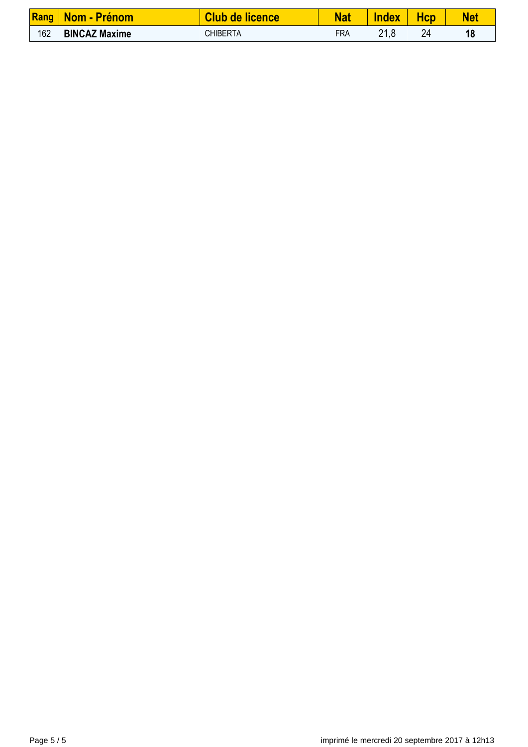| Rang | Nom - Prénom | Club de licence | Nat | Index | Hcp | Net |
|---|---|---|---|---|---|---|
| 162 | **BINCAZ Maxime** | CHIBERTA | FRA | 21,8 | 24 | **18** |

imprimé le mercredi 20 septembre 2017 à 12h13